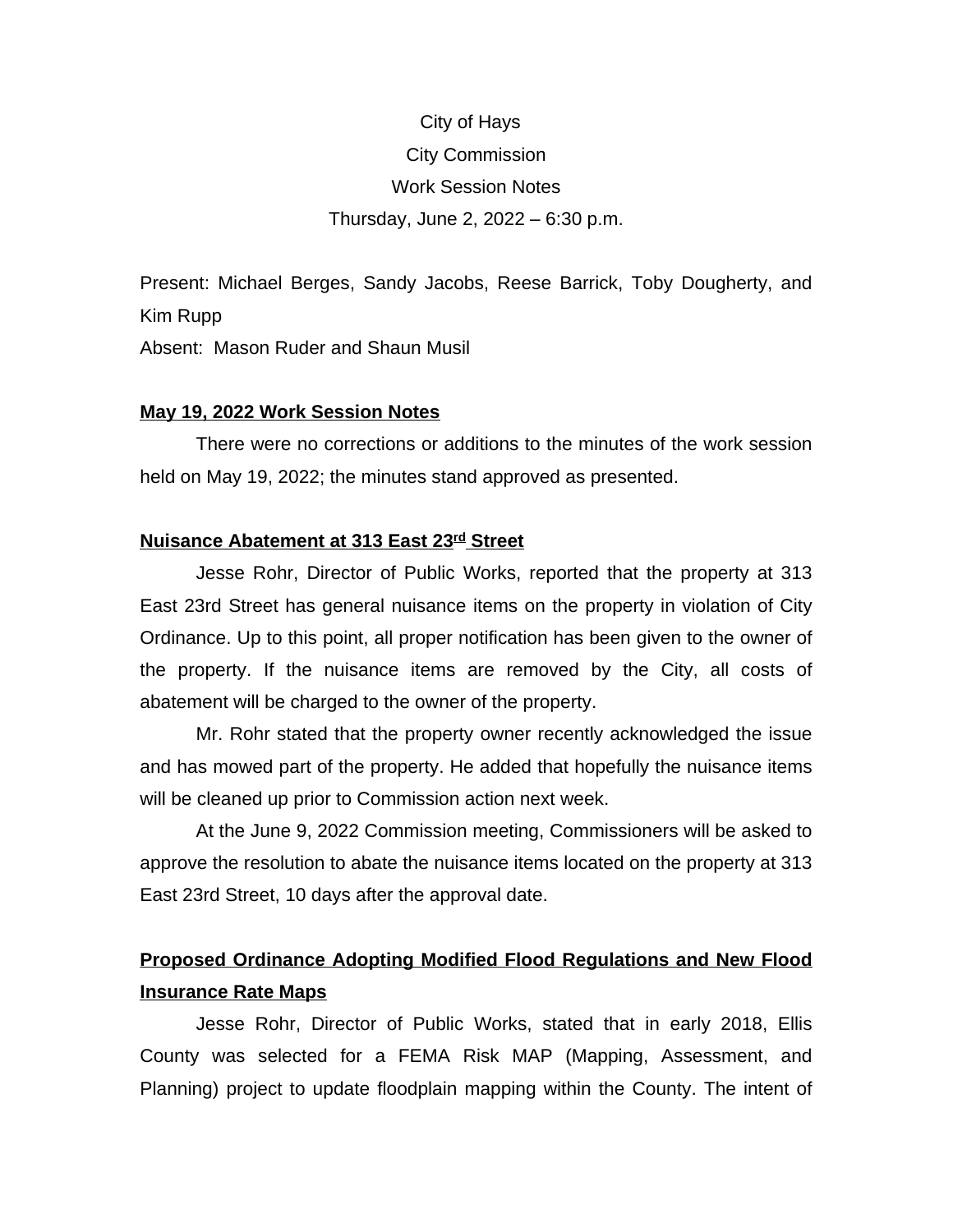City of Hays

City Commission

Work Session Notes

Thursday, June 2, 2022 – 6:30 p.m.

Present: Michael Berges, Sandy Jacobs, Reese Barrick, Toby Dougherty, and Kim Rupp

Absent: Mason Ruder and Shaun Musil

**May 19, 2022 Work Session Notes**

There were no corrections or additions to the minutes of the work session held on May 19, 2022; the minutes stand approved as presented.

**Nuisance Abatement at 313 East 23rd Street**

Jesse Rohr, Director of Public Works, reported that the property at 313 East 23rd Street has general nuisance items on the property in violation of City Ordinance. Up to this point, all proper notification has been given to the owner of the property. If the nuisance items are removed by the City, all costs of abatement will be charged to the owner of the property.

Mr. Rohr stated that the property owner recently acknowledged the issue and has mowed part of the property. He added that hopefully the nuisance items will be cleaned up prior to Commission action next week.

At the June 9, 2022 Commission meeting, Commissioners will be asked to approve the resolution to abate the nuisance items located on the property at 313 East 23rd Street, 10 days after the approval date.

**Proposed Ordinance Adopting Modified Flood Regulations and New Flood Insurance Rate Maps**

Jesse Rohr, Director of Public Works, stated that in early 2018, Ellis County was selected for a FEMA Risk MAP (Mapping, Assessment, and Planning) project to update floodplain mapping within the County. The intent of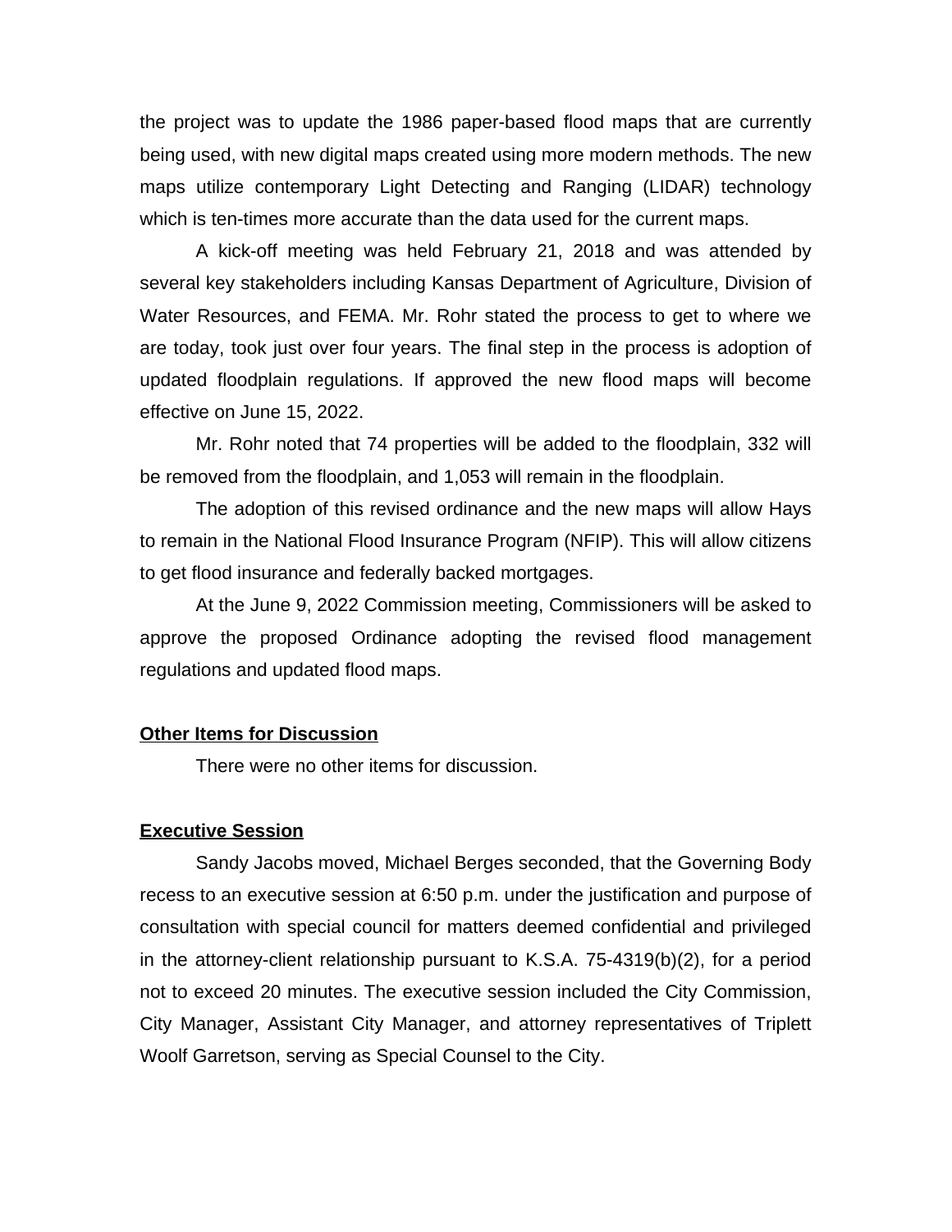the project was to update the 1986 paper-based flood maps that are currently being used, with new digital maps created using more modern methods. The new maps utilize contemporary Light Detecting and Ranging (LIDAR) technology which is ten-times more accurate than the data used for the current maps.

A kick-off meeting was held February 21, 2018 and was attended by several key stakeholders including Kansas Department of Agriculture, Division of Water Resources, and FEMA. Mr. Rohr stated the process to get to where we are today, took just over four years. The final step in the process is adoption of updated floodplain regulations. If approved the new flood maps will become effective on June 15, 2022.

Mr. Rohr noted that 74 properties will be added to the floodplain, 332 will be removed from the floodplain, and 1,053 will remain in the floodplain.

The adoption of this revised ordinance and the new maps will allow Hays to remain in the National Flood Insurance Program (NFIP). This will allow citizens to get flood insurance and federally backed mortgages.

At the June 9, 2022 Commission meeting, Commissioners will be asked to approve the proposed Ordinance adopting the revised flood management regulations and updated flood maps.

## Other Items for Discussion

There were no other items for discussion.

## Executive Session

Sandy Jacobs moved, Michael Berges seconded, that the Governing Body recess to an executive session at 6:50 p.m. under the justification and purpose of consultation with special council for matters deemed confidential and privileged in the attorney-client relationship pursuant to K.S.A. 75-4319(b)(2), for a period not to exceed 20 minutes. The executive session included the City Commission, City Manager, Assistant City Manager, and attorney representatives of Triplett Woolf Garretson, serving as Special Counsel to the City.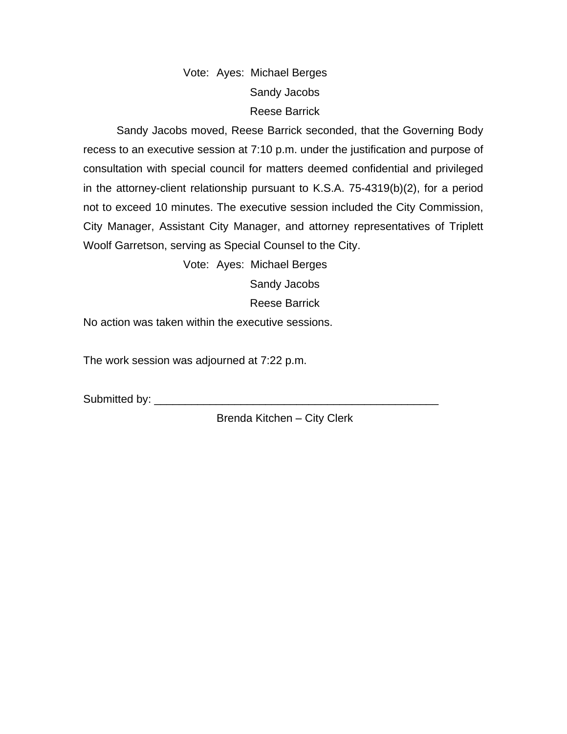Vote: Ayes: Michael Berges
Sandy Jacobs
Reese Barrick

Sandy Jacobs moved, Reese Barrick seconded, that the Governing Body recess to an executive session at 7:10 p.m. under the justification and purpose of consultation with special council for matters deemed confidential and privileged in the attorney-client relationship pursuant to K.S.A. 75-4319(b)(2), for a period not to exceed 10 minutes. The executive session included the City Commission, City Manager, Assistant City Manager, and attorney representatives of Triplett Woolf Garretson, serving as Special Counsel to the City.

Vote: Ayes: Michael Berges
Sandy Jacobs
Reese Barrick

No action was taken within the executive sessions.

The work session was adjourned at 7:22 p.m.

Submitted by: ________________________________________________

Brenda Kitchen – City Clerk